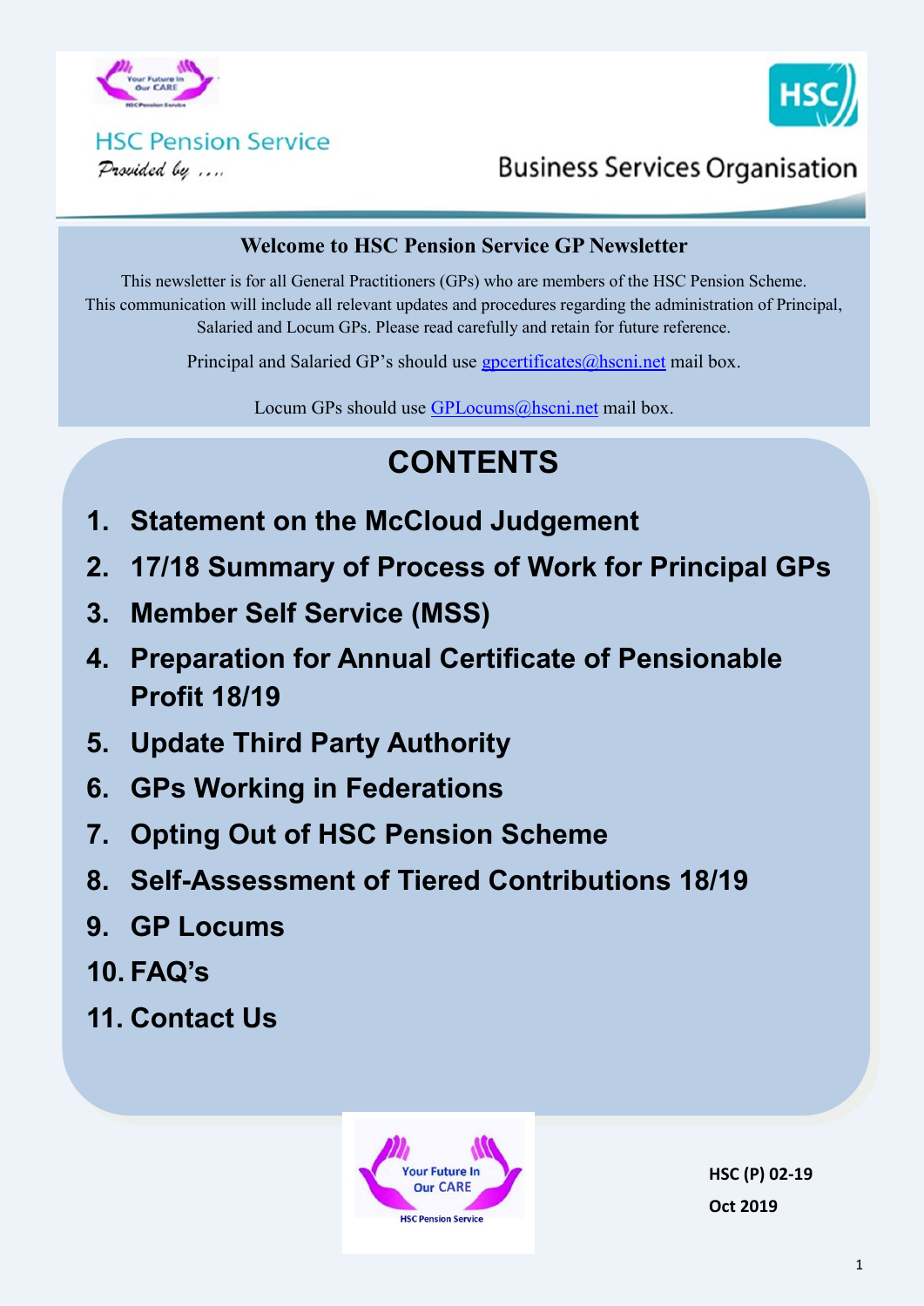HSC Pension Service

*Provided by ....*

Business Services Organisation

**Welcome to HSC Pension Service GP Newsletter**

This newsletter is for all General Practitioners (GPs) who are members of the HSC Pension Scheme. This communication will include all relevant updates and procedures regarding the administration of Principal, Salaried and Locum GPs. Please read carefully and retain for future reference.

Principal and Salaried GP's should use gpcertificates@hscni.net mail box.

Locum GPs should use GPLocums@hscni.net mail box.

# CONTENTS

1. **Statement on the McCloud Judgement**
2. **17/18 Summary of Process of Work for Principal GPs**
3. **Member Self Service (MSS)**
4. **Preparation for Annual Certificate of Pensionable Profit 18/19**
5. **Update Third Party Authority**
6. **GPs Working in Federations**
7. **Opting Out of HSC Pension Scheme**
8. **Self-Assessment of Tiered Contributions 18/19**
9. **GP Locums**
10. **FAQ's**
11. **Contact Us**

**HSC (P) 02-19**

**Oct 2019**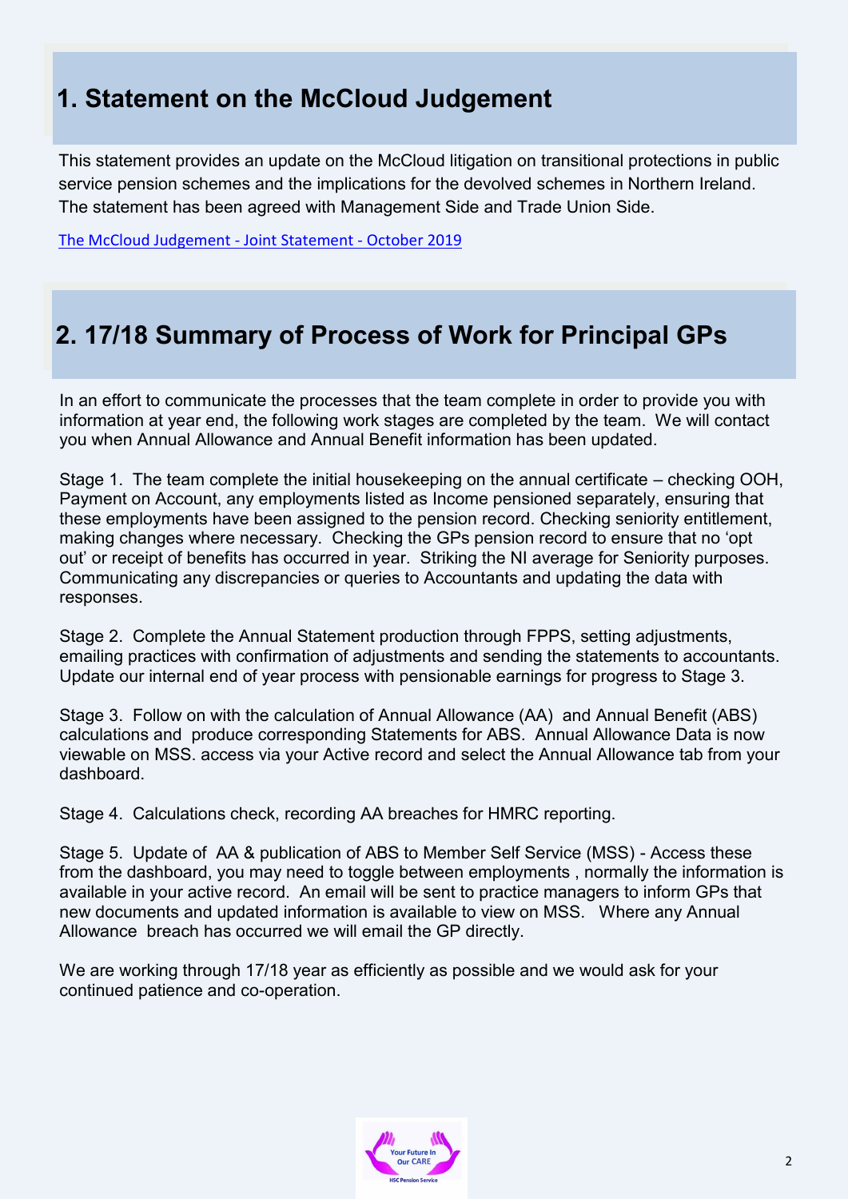## 1. Statement on the McCloud Judgement

This statement provides an update on the McCloud litigation on transitional protections in public service pension schemes and the implications for the devolved schemes in Northern Ireland. The statement has been agreed with Management Side and Trade Union Side.

The McCloud Judgement - Joint Statement - October 2019

## 2. 17/18 Summary of Process of Work for Principal GPs

In an effort to communicate the processes that the team complete in order to provide you with information at year end, the following work stages are completed by the team. We will contact you when Annual Allowance and Annual Benefit information has been updated.

Stage 1. The team complete the initial housekeeping on the annual certificate – checking OOH, Payment on Account, any employments listed as Income pensioned separately, ensuring that these employments have been assigned to the pension record. Checking seniority entitlement, making changes where necessary. Checking the GPs pension record to ensure that no 'opt out' or receipt of benefits has occurred in year. Striking the NI average for Seniority purposes. Communicating any discrepancies or queries to Accountants and updating the data with responses.

Stage 2. Complete the Annual Statement production through FPPS, setting adjustments, emailing practices with confirmation of adjustments and sending the statements to accountants. Update our internal end of year process with pensionable earnings for progress to Stage 3.

Stage 3. Follow on with the calculation of Annual Allowance (AA) and Annual Benefit (ABS) calculations and produce corresponding Statements for ABS. Annual Allowance Data is now viewable on MSS. access via your Active record and select the Annual Allowance tab from your dashboard.

Stage 4. Calculations check, recording AA breaches for HMRC reporting.

Stage 5. Update of AA & publication of ABS to Member Self Service (MSS) - Access these from the dashboard, you may need to toggle between employments , normally the information is available in your active record. An email will be sent to practice managers to inform GPs that new documents and updated information is available to view on MSS. Where any Annual Allowance breach has occurred we will email the GP directly.

We are working through 17/18 year as efficiently as possible and we would ask for your continued patience and co-operation.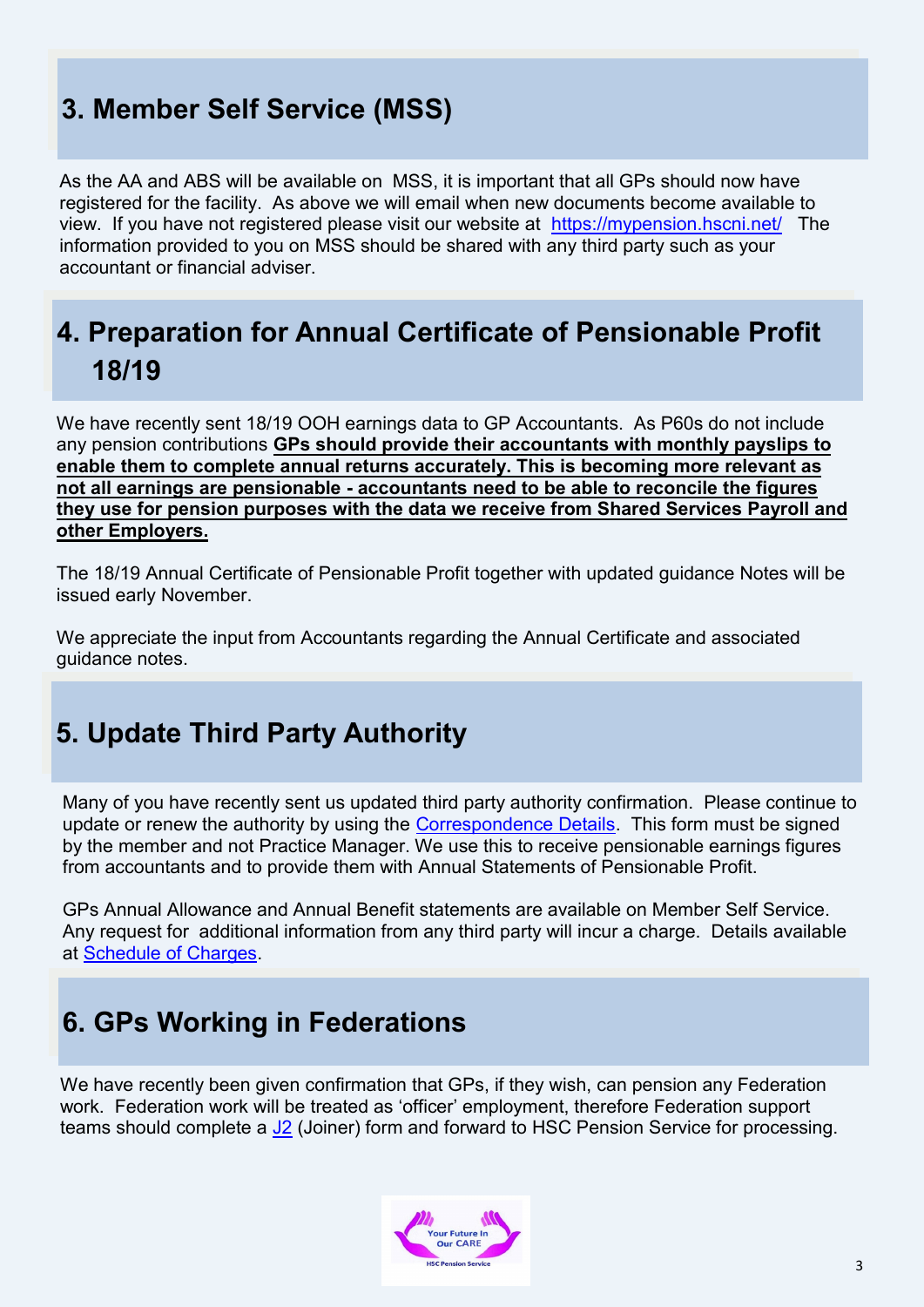## 3. Member Self Service (MSS)

As the AA and ABS will be available on MSS, it is important that all GPs should now have registered for the facility. As above we will email when new documents become available to view. If you have not registered please visit our website at https://mypension.hscni.net/ The information provided to you on MSS should be shared with any third party such as your accountant or financial adviser.

## 4. Preparation for Annual Certificate of Pensionable Profit 18/19

We have recently sent 18/19 OOH earnings data to GP Accountants. As P60s do not include any pension contributions **GPs should provide their accountants with monthly payslips to enable them to complete annual returns accurately. This is becoming more relevant as not all earnings are pensionable - accountants need to be able to reconcile the figures they use for pension purposes with the data we receive from Shared Services Payroll and other Employers.**

The 18/19 Annual Certificate of Pensionable Profit together with updated guidance Notes will be issued early November.

We appreciate the input from Accountants regarding the Annual Certificate and associated guidance notes.

## 5. Update Third Party Authority

Many of you have recently sent us updated third party authority confirmation. Please continue to update or renew the authority by using the Correspondence Details. This form must be signed by the member and not Practice Manager. We use this to receive pensionable earnings figures from accountants and to provide them with Annual Statements of Pensionable Profit.

GPs Annual Allowance and Annual Benefit statements are available on Member Self Service. Any request for additional information from any third party will incur a charge. Details available at Schedule of Charges.

## 6. GPs Working in Federations

We have recently been given confirmation that GPs, if they wish, can pension any Federation work. Federation work will be treated as 'officer' employment, therefore Federation support teams should complete a J2 (Joiner) form and forward to HSC Pension Service for processing.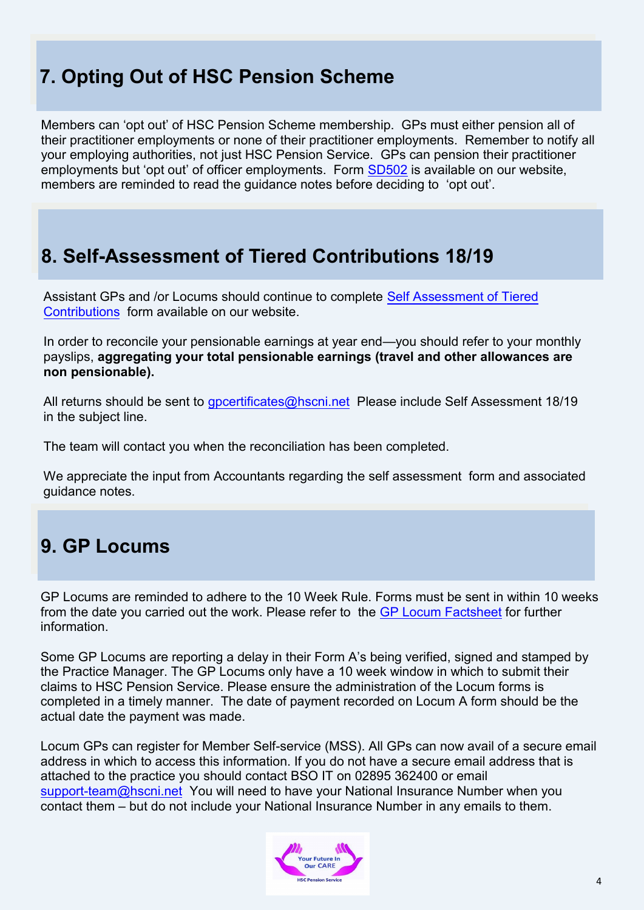## 7. Opting Out of HSC Pension Scheme

Members can 'opt out' of HSC Pension Scheme membership. GPs must either pension all of their practitioner employments or none of their practitioner employments. Remember to notify all your employing authorities, not just HSC Pension Service. GPs can pension their practitioner employments but 'opt out' of officer employments. Form SD502 is available on our website, members are reminded to read the guidance notes before deciding to 'opt out'.

## 8. Self-Assessment of Tiered Contributions 18/19

Assistant GPs and /or Locums should continue to complete Self Assessment of Tiered Contributions form available on our website.

In order to reconcile your pensionable earnings at year end—you should refer to your monthly payslips, **aggregating your total pensionable earnings (travel and other allowances are non pensionable).**

All returns should be sent to gpcertificates@hscni.net Please include Self Assessment 18/19 in the subject line.

The team will contact you when the reconciliation has been completed.

We appreciate the input from Accountants regarding the self assessment form and associated guidance notes.

## 9. GP Locums

GP Locums are reminded to adhere to the 10 Week Rule. Forms must be sent in within 10 weeks from the date you carried out the work. Please refer to the GP Locum Factsheet for further information.

Some GP Locums are reporting a delay in their Form A's being verified, signed and stamped by the Practice Manager. The GP Locums only have a 10 week window in which to submit their claims to HSC Pension Service. Please ensure the administration of the Locum forms is completed in a timely manner. The date of payment recorded on Locum A form should be the actual date the payment was made.

Locum GPs can register for Member Self-service (MSS). All GPs can now avail of a secure email address in which to access this information. If you do not have a secure email address that is attached to the practice you should contact BSO IT on 02895 362400 or email support-team@hscni.net You will need to have your National Insurance Number when you contact them – but do not include your National Insurance Number in any emails to them.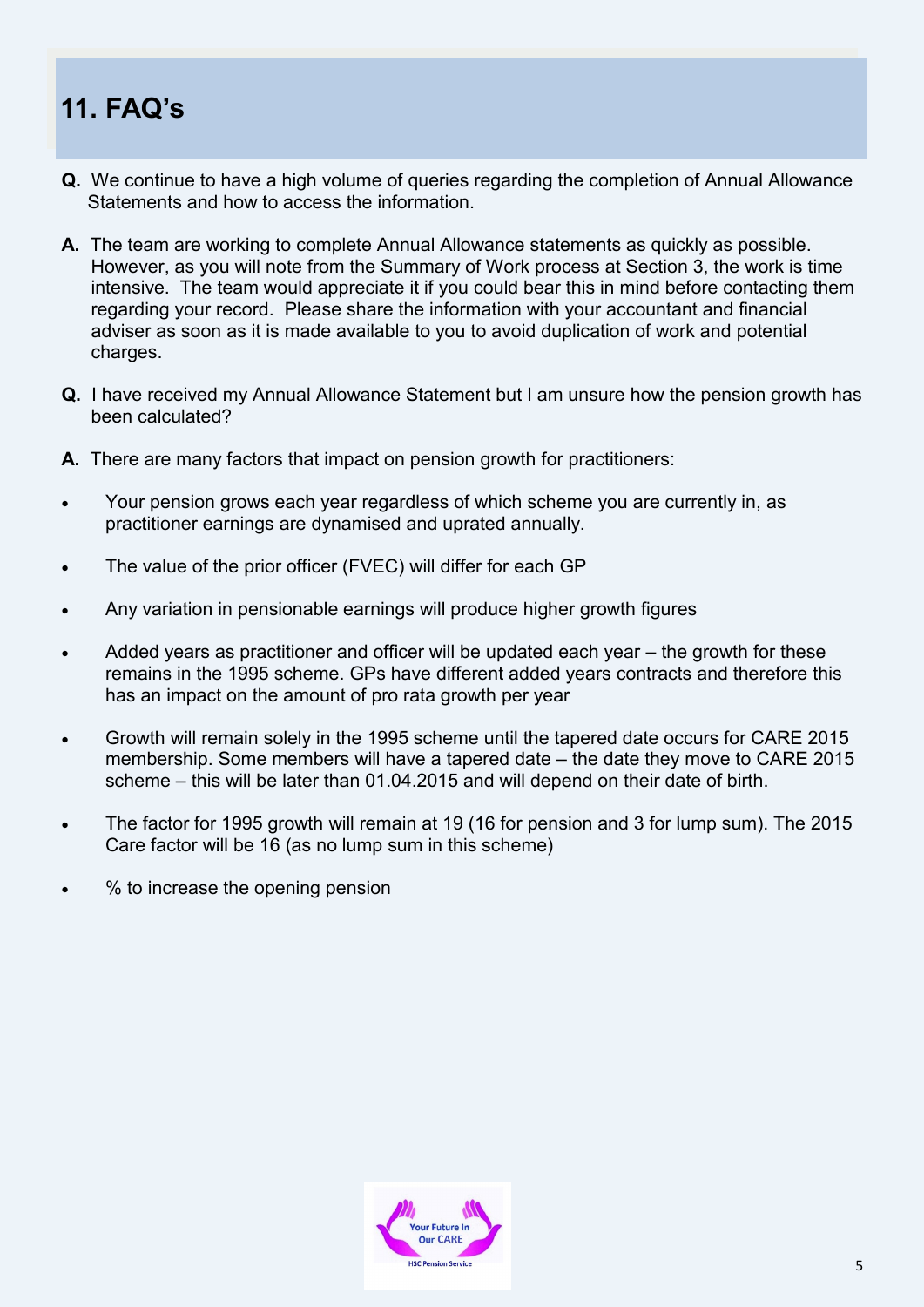# 11. FAQ's

**Q.** We continue to have a high volume of queries regarding the completion of Annual Allowance Statements and how to access the information.

**A.** The team are working to complete Annual Allowance statements as quickly as possible. However, as you will note from the Summary of Work process at Section 3, the work is time intensive. The team would appreciate it if you could bear this in mind before contacting them regarding your record. Please share the information with your accountant and financial adviser as soon as it is made available to you to avoid duplication of work and potential charges.

**Q.** I have received my Annual Allowance Statement but I am unsure how the pension growth has been calculated?

**A.** There are many factors that impact on pension growth for practitioners:

- Your pension grows each year regardless of which scheme you are currently in, as practitioner earnings are dynamised and uprated annually.
- The value of the prior officer (FVEC) will differ for each GP
- Any variation in pensionable earnings will produce higher growth figures
- Added years as practitioner and officer will be updated each year – the growth for these remains in the 1995 scheme. GPs have different added years contracts and therefore this has an impact on the amount of pro rata growth per year
- Growth will remain solely in the 1995 scheme until the tapered date occurs for CARE 2015 membership. Some members will have a tapered date – the date they move to CARE 2015 scheme – this will be later than 01.04.2015 and will depend on their date of birth.
- The factor for 1995 growth will remain at 19 (16 for pension and 3 for lump sum). The 2015 Care factor will be 16 (as no lump sum in this scheme)
- % to increase the opening pension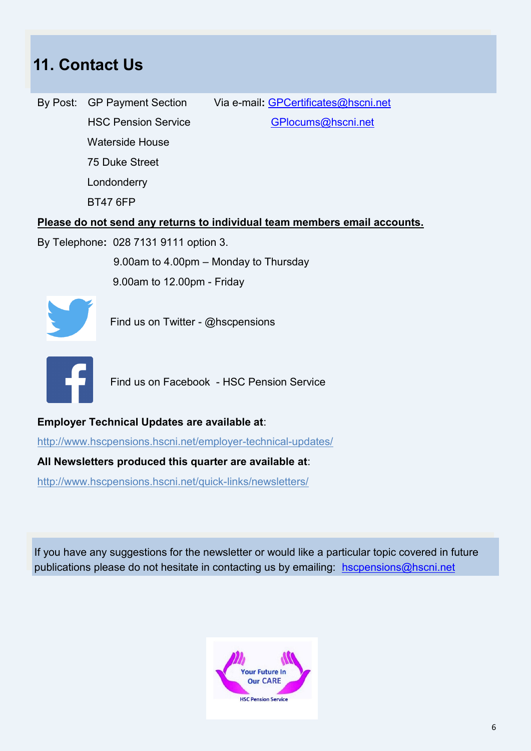## 11. Contact Us

By Post: GP Payment Section
HSC Pension Service
Waterside House
75 Duke Street
Londonderry
BT47 6FP

Via e-mail: GPCertificates@hscni.net
GPlocums@hscni.net

**Please do not send any returns to individual team members email accounts.**

By Telephone**:** 028 7131 9111 option 3.
9.00am to 4.00pm – Monday to Thursday
9.00am to 12.00pm - Friday

Find us on Twitter - @hscpensions

Find us on Facebook - HSC Pension Service

**Employer Technical Updates are available at**:

http://www.hscpensions.hscni.net/employer-technical-updates/

**All Newsletters produced this quarter are available at**:

http://www.hscpensions.hscni.net/quick-links/newsletters/

If you have any suggestions for the newsletter or would like a particular topic covered in future publications please do not hesitate in contacting us by emailing: hscpensions@hscni.net

Your Future In Our CARE
HSC Pension Service